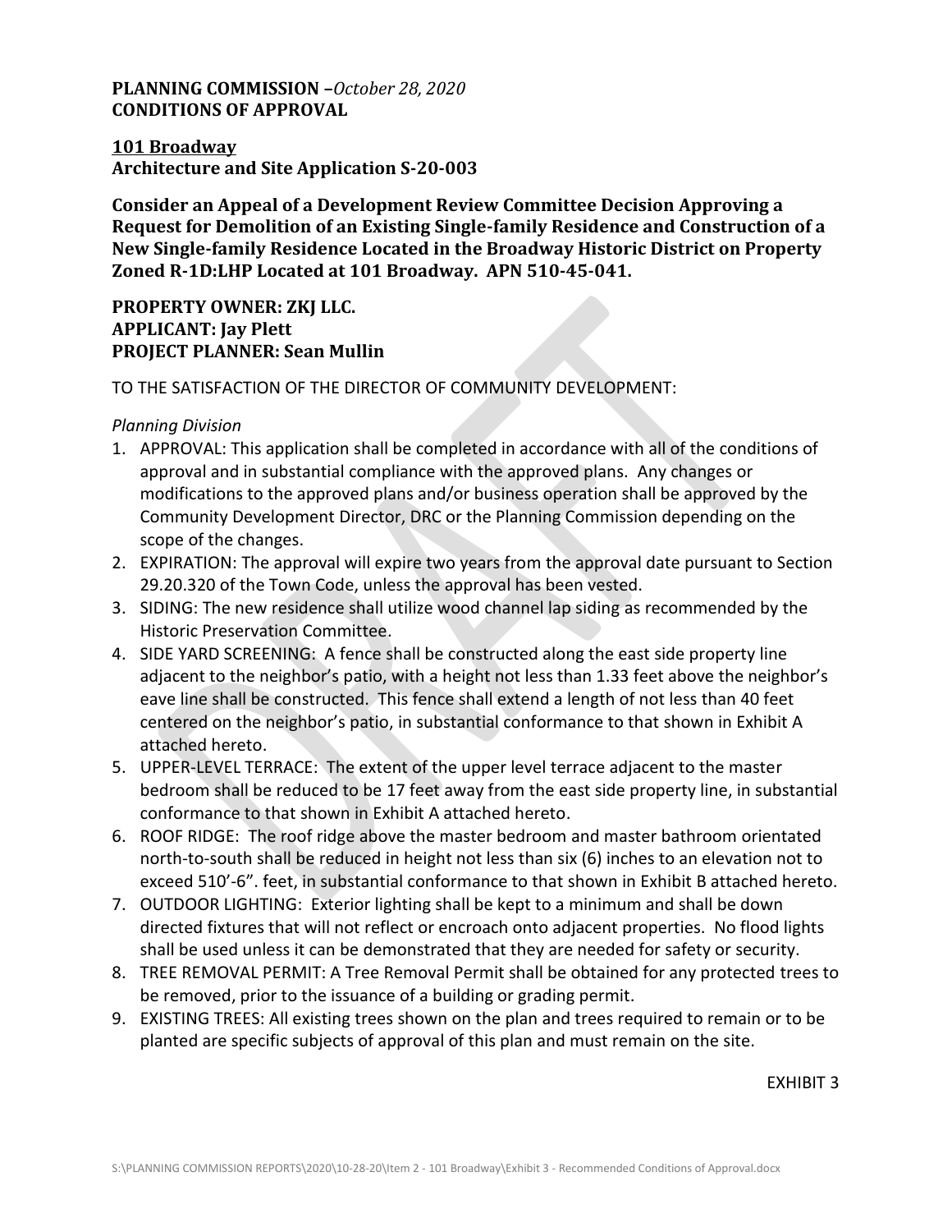**PLANNING COMMISSION –***October 28, 2020*
**CONDITIONS OF APPROVAL**

**101 Broadway**
**Architecture and Site Application S-20-003**

**Consider an Appeal of a Development Review Committee Decision Approving a Request for Demolition of an Existing Single-family Residence and Construction of a New Single-family Residence Located in the Broadway Historic District on Property Zoned R-1D:LHP Located at 101 Broadway. APN 510-45-041.**

**PROPERTY OWNER: ZKJ LLC.**
**APPLICANT: Jay Plett**
**PROJECT PLANNER: Sean Mullin**

TO THE SATISFACTION OF THE DIRECTOR OF COMMUNITY DEVELOPMENT:

*Planning Division*

1. APPROVAL: This application shall be completed in accordance with all of the conditions of approval and in substantial compliance with the approved plans. Any changes or modifications to the approved plans and/or business operation shall be approved by the Community Development Director, DRC or the Planning Commission depending on the scope of the changes.
2. EXPIRATION: The approval will expire two years from the approval date pursuant to Section 29.20.320 of the Town Code, unless the approval has been vested.
3. SIDING: The new residence shall utilize wood channel lap siding as recommended by the Historic Preservation Committee.
4. SIDE YARD SCREENING: A fence shall be constructed along the east side property line adjacent to the neighbor's patio, with a height not less than 1.33 feet above the neighbor's eave line shall be constructed. This fence shall extend a length of not less than 40 feet centered on the neighbor's patio, in substantial conformance to that shown in Exhibit A attached hereto.
5. UPPER-LEVEL TERRACE: The extent of the upper level terrace adjacent to the master bedroom shall be reduced to be 17 feet away from the east side property line, in substantial conformance to that shown in Exhibit A attached hereto.
6. ROOF RIDGE: The roof ridge above the master bedroom and master bathroom orientated north-to-south shall be reduced in height not less than six (6) inches to an elevation not to exceed 510'-6". feet, in substantial conformance to that shown in Exhibit B attached hereto.
7. OUTDOOR LIGHTING: Exterior lighting shall be kept to a minimum and shall be down directed fixtures that will not reflect or encroach onto adjacent properties. No flood lights shall be used unless it can be demonstrated that they are needed for safety or security.
8. TREE REMOVAL PERMIT: A Tree Removal Permit shall be obtained for any protected trees to be removed, prior to the issuance of a building or grading permit.
9. EXISTING TREES: All existing trees shown on the plan and trees required to remain or to be planted are specific subjects of approval of this plan and must remain on the site.

EXHIBIT 3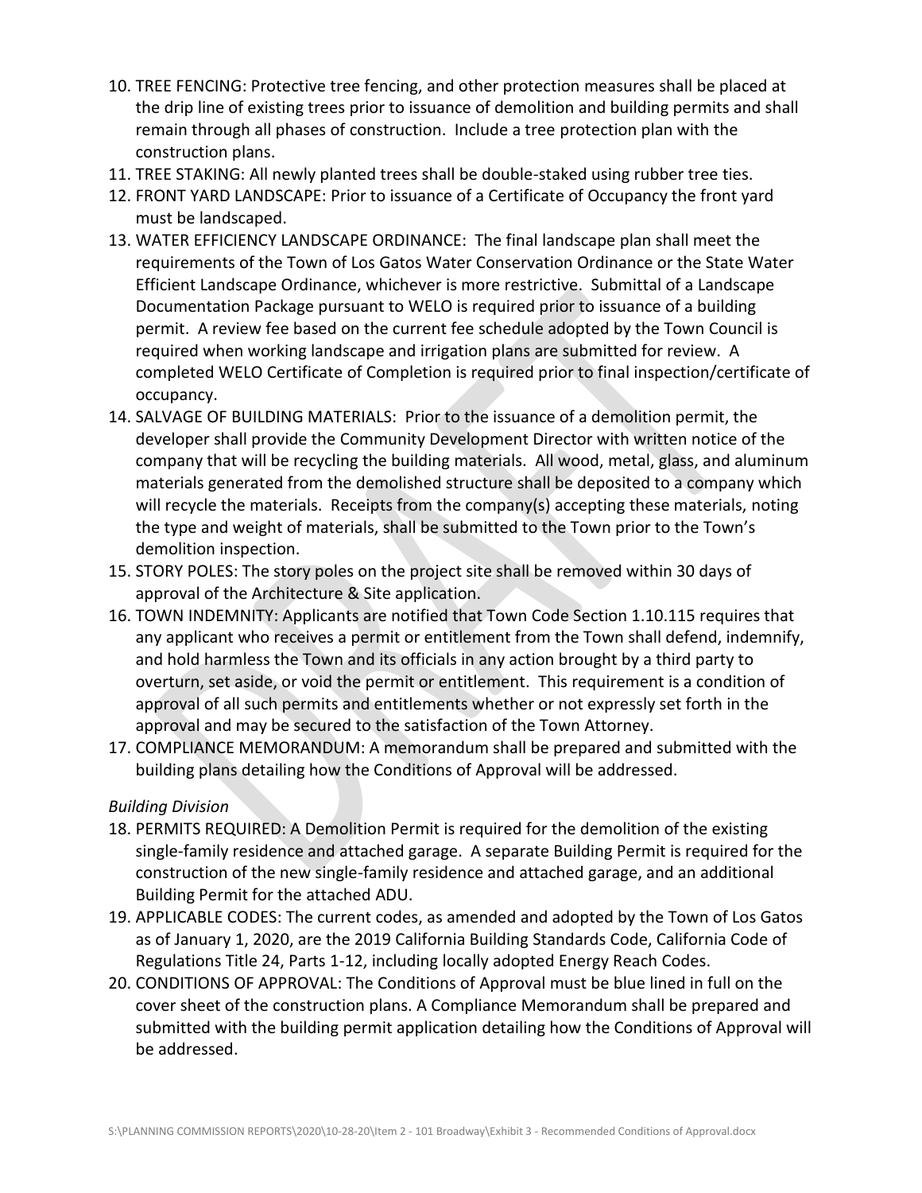10. TREE FENCING: Protective tree fencing, and other protection measures shall be placed at the drip line of existing trees prior to issuance of demolition and building permits and shall remain through all phases of construction. Include a tree protection plan with the construction plans.
11. TREE STAKING: All newly planted trees shall be double-staked using rubber tree ties.
12. FRONT YARD LANDSCAPE: Prior to issuance of a Certificate of Occupancy the front yard must be landscaped.
13. WATER EFFICIENCY LANDSCAPE ORDINANCE: The final landscape plan shall meet the requirements of the Town of Los Gatos Water Conservation Ordinance or the State Water Efficient Landscape Ordinance, whichever is more restrictive. Submittal of a Landscape Documentation Package pursuant to WELO is required prior to issuance of a building permit. A review fee based on the current fee schedule adopted by the Town Council is required when working landscape and irrigation plans are submitted for review. A completed WELO Certificate of Completion is required prior to final inspection/certificate of occupancy.
14. SALVAGE OF BUILDING MATERIALS: Prior to the issuance of a demolition permit, the developer shall provide the Community Development Director with written notice of the company that will be recycling the building materials. All wood, metal, glass, and aluminum materials generated from the demolished structure shall be deposited to a company which will recycle the materials. Receipts from the company(s) accepting these materials, noting the type and weight of materials, shall be submitted to the Town prior to the Town's demolition inspection.
15. STORY POLES: The story poles on the project site shall be removed within 30 days of approval of the Architecture & Site application.
16. TOWN INDEMNITY: Applicants are notified that Town Code Section 1.10.115 requires that any applicant who receives a permit or entitlement from the Town shall defend, indemnify, and hold harmless the Town and its officials in any action brought by a third party to overturn, set aside, or void the permit or entitlement. This requirement is a condition of approval of all such permits and entitlements whether or not expressly set forth in the approval and may be secured to the satisfaction of the Town Attorney.
17. COMPLIANCE MEMORANDUM: A memorandum shall be prepared and submitted with the building plans detailing how the Conditions of Approval will be addressed.

*Building Division*

18. PERMITS REQUIRED: A Demolition Permit is required for the demolition of the existing single-family residence and attached garage. A separate Building Permit is required for the construction of the new single-family residence and attached garage, and an additional Building Permit for the attached ADU.
19. APPLICABLE CODES: The current codes, as amended and adopted by the Town of Los Gatos as of January 1, 2020, are the 2019 California Building Standards Code, California Code of Regulations Title 24, Parts 1-12, including locally adopted Energy Reach Codes.
20. CONDITIONS OF APPROVAL: The Conditions of Approval must be blue lined in full on the cover sheet of the construction plans. A Compliance Memorandum shall be prepared and submitted with the building permit application detailing how the Conditions of Approval will be addressed.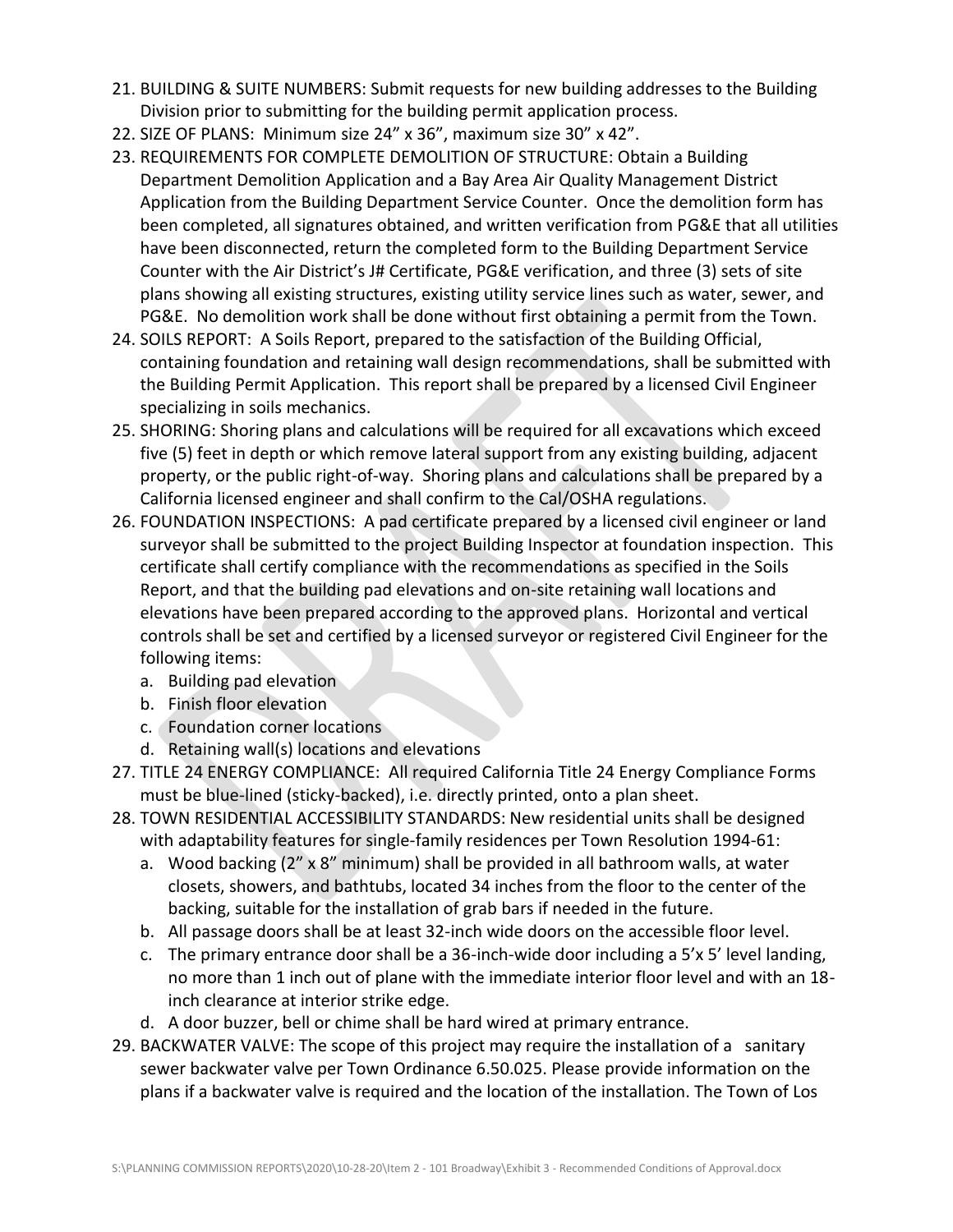21. BUILDING & SUITE NUMBERS: Submit requests for new building addresses to the Building Division prior to submitting for the building permit application process.
22. SIZE OF PLANS: Minimum size 24" x 36", maximum size 30" x 42".
23. REQUIREMENTS FOR COMPLETE DEMOLITION OF STRUCTURE: Obtain a Building Department Demolition Application and a Bay Area Air Quality Management District Application from the Building Department Service Counter. Once the demolition form has been completed, all signatures obtained, and written verification from PG&E that all utilities have been disconnected, return the completed form to the Building Department Service Counter with the Air District's J# Certificate, PG&E verification, and three (3) sets of site plans showing all existing structures, existing utility service lines such as water, sewer, and PG&E. No demolition work shall be done without first obtaining a permit from the Town.
24. SOILS REPORT: A Soils Report, prepared to the satisfaction of the Building Official, containing foundation and retaining wall design recommendations, shall be submitted with the Building Permit Application. This report shall be prepared by a licensed Civil Engineer specializing in soils mechanics.
25. SHORING: Shoring plans and calculations will be required for all excavations which exceed five (5) feet in depth or which remove lateral support from any existing building, adjacent property, or the public right-of-way. Shoring plans and calculations shall be prepared by a California licensed engineer and shall confirm to the Cal/OSHA regulations.
26. FOUNDATION INSPECTIONS: A pad certificate prepared by a licensed civil engineer or land surveyor shall be submitted to the project Building Inspector at foundation inspection. This certificate shall certify compliance with the recommendations as specified in the Soils Report, and that the building pad elevations and on-site retaining wall locations and elevations have been prepared according to the approved plans. Horizontal and vertical controls shall be set and certified by a licensed surveyor or registered Civil Engineer for the following items:
    a. Building pad elevation
    b. Finish floor elevation
    c. Foundation corner locations
    d. Retaining wall(s) locations and elevations
27. TITLE 24 ENERGY COMPLIANCE: All required California Title 24 Energy Compliance Forms must be blue-lined (sticky-backed), i.e. directly printed, onto a plan sheet.
28. TOWN RESIDENTIAL ACCESSIBILITY STANDARDS: New residential units shall be designed with adaptability features for single-family residences per Town Resolution 1994-61:
    a. Wood backing (2" x 8" minimum) shall be provided in all bathroom walls, at water closets, showers, and bathtubs, located 34 inches from the floor to the center of the backing, suitable for the installation of grab bars if needed in the future.
    b. All passage doors shall be at least 32-inch wide doors on the accessible floor level.
    c. The primary entrance door shall be a 36-inch-wide door including a 5'x 5' level landing, no more than 1 inch out of plane with the immediate interior floor level and with an 18-inch clearance at interior strike edge.
    d. A door buzzer, bell or chime shall be hard wired at primary entrance.
29. BACKWATER VALVE: The scope of this project may require the installation of a sanitary sewer backwater valve per Town Ordinance 6.50.025. Please provide information on the plans if a backwater valve is required and the location of the installation. The Town of Los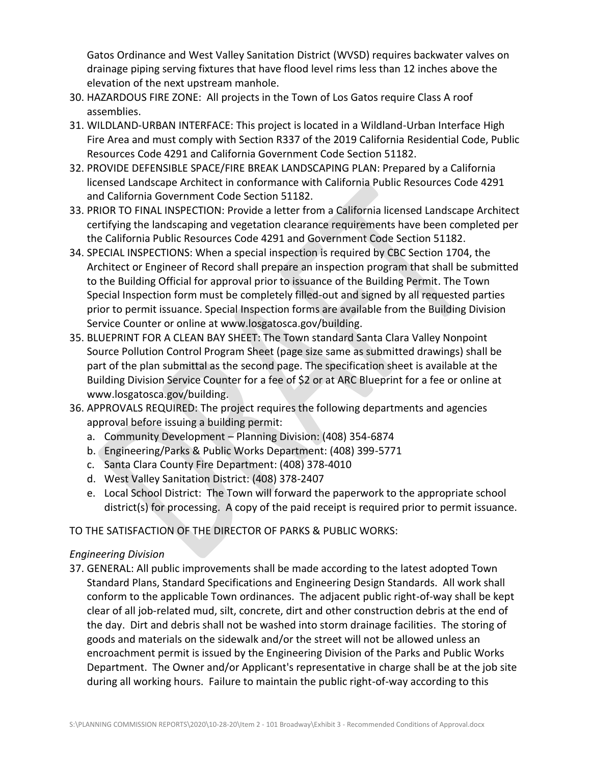Gatos Ordinance and West Valley Sanitation District (WVSD) requires backwater valves on drainage piping serving fixtures that have flood level rims less than 12 inches above the elevation of the next upstream manhole.

30. HAZARDOUS FIRE ZONE: All projects in the Town of Los Gatos require Class A roof assemblies.
31. WILDLAND-URBAN INTERFACE: This project is located in a Wildland-Urban Interface High Fire Area and must comply with Section R337 of the 2019 California Residential Code, Public Resources Code 4291 and California Government Code Section 51182.
32. PROVIDE DEFENSIBLE SPACE/FIRE BREAK LANDSCAPING PLAN: Prepared by a California licensed Landscape Architect in conformance with California Public Resources Code 4291 and California Government Code Section 51182.
33. PRIOR TO FINAL INSPECTION: Provide a letter from a California licensed Landscape Architect certifying the landscaping and vegetation clearance requirements have been completed per the California Public Resources Code 4291 and Government Code Section 51182.
34. SPECIAL INSPECTIONS: When a special inspection is required by CBC Section 1704, the Architect or Engineer of Record shall prepare an inspection program that shall be submitted to the Building Official for approval prior to issuance of the Building Permit. The Town Special Inspection form must be completely filled-out and signed by all requested parties prior to permit issuance. Special Inspection forms are available from the Building Division Service Counter or online at www.losgatosca.gov/building.
35. BLUEPRINT FOR A CLEAN BAY SHEET: The Town standard Santa Clara Valley Nonpoint Source Pollution Control Program Sheet (page size same as submitted drawings) shall be part of the plan submittal as the second page. The specification sheet is available at the Building Division Service Counter for a fee of $2 or at ARC Blueprint for a fee or online at www.losgatosca.gov/building.
36. APPROVALS REQUIRED: The project requires the following departments and agencies approval before issuing a building permit:
    a. Community Development – Planning Division: (408) 354-6874
    b. Engineering/Parks & Public Works Department: (408) 399-5771
    c. Santa Clara County Fire Department: (408) 378-4010
    d. West Valley Sanitation District: (408) 378-2407
    e. Local School District: The Town will forward the paperwork to the appropriate school district(s) for processing. A copy of the paid receipt is required prior to permit issuance.

TO THE SATISFACTION OF THE DIRECTOR OF PARKS & PUBLIC WORKS:

*Engineering Division*

37. GENERAL: All public improvements shall be made according to the latest adopted Town Standard Plans, Standard Specifications and Engineering Design Standards. All work shall conform to the applicable Town ordinances. The adjacent public right-of-way shall be kept clear of all job-related mud, silt, concrete, dirt and other construction debris at the end of the day. Dirt and debris shall not be washed into storm drainage facilities. The storing of goods and materials on the sidewalk and/or the street will not be allowed unless an encroachment permit is issued by the Engineering Division of the Parks and Public Works Department. The Owner and/or Applicant's representative in charge shall be at the job site during all working hours. Failure to maintain the public right-of-way according to this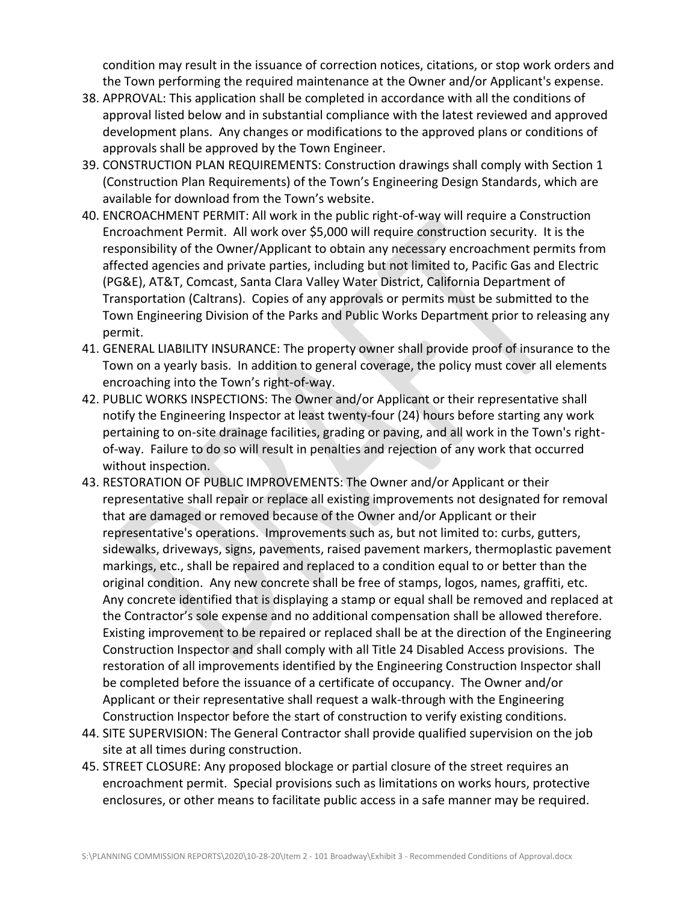condition may result in the issuance of correction notices, citations, or stop work orders and the Town performing the required maintenance at the Owner and/or Applicant's expense.

38. APPROVAL: This application shall be completed in accordance with all the conditions of approval listed below and in substantial compliance with the latest reviewed and approved development plans. Any changes or modifications to the approved plans or conditions of approvals shall be approved by the Town Engineer.
39. CONSTRUCTION PLAN REQUIREMENTS: Construction drawings shall comply with Section 1 (Construction Plan Requirements) of the Town's Engineering Design Standards, which are available for download from the Town's website.
40. ENCROACHMENT PERMIT: All work in the public right-of-way will require a Construction Encroachment Permit. All work over $5,000 will require construction security. It is the responsibility of the Owner/Applicant to obtain any necessary encroachment permits from affected agencies and private parties, including but not limited to, Pacific Gas and Electric (PG&E), AT&T, Comcast, Santa Clara Valley Water District, California Department of Transportation (Caltrans). Copies of any approvals or permits must be submitted to the Town Engineering Division of the Parks and Public Works Department prior to releasing any permit.
41. GENERAL LIABILITY INSURANCE: The property owner shall provide proof of insurance to the Town on a yearly basis. In addition to general coverage, the policy must cover all elements encroaching into the Town's right-of-way.
42. PUBLIC WORKS INSPECTIONS: The Owner and/or Applicant or their representative shall notify the Engineering Inspector at least twenty-four (24) hours before starting any work pertaining to on-site drainage facilities, grading or paving, and all work in the Town's right-of-way. Failure to do so will result in penalties and rejection of any work that occurred without inspection.
43. RESTORATION OF PUBLIC IMPROVEMENTS: The Owner and/or Applicant or their representative shall repair or replace all existing improvements not designated for removal that are damaged or removed because of the Owner and/or Applicant or their representative's operations. Improvements such as, but not limited to: curbs, gutters, sidewalks, driveways, signs, pavements, raised pavement markers, thermoplastic pavement markings, etc., shall be repaired and replaced to a condition equal to or better than the original condition. Any new concrete shall be free of stamps, logos, names, graffiti, etc. Any concrete identified that is displaying a stamp or equal shall be removed and replaced at the Contractor's sole expense and no additional compensation shall be allowed therefore. Existing improvement to be repaired or replaced shall be at the direction of the Engineering Construction Inspector and shall comply with all Title 24 Disabled Access provisions. The restoration of all improvements identified by the Engineering Construction Inspector shall be completed before the issuance of a certificate of occupancy. The Owner and/or Applicant or their representative shall request a walk-through with the Engineering Construction Inspector before the start of construction to verify existing conditions.
44. SITE SUPERVISION: The General Contractor shall provide qualified supervision on the job site at all times during construction.
45. STREET CLOSURE: Any proposed blockage or partial closure of the street requires an encroachment permit. Special provisions such as limitations on works hours, protective enclosures, or other means to facilitate public access in a safe manner may be required.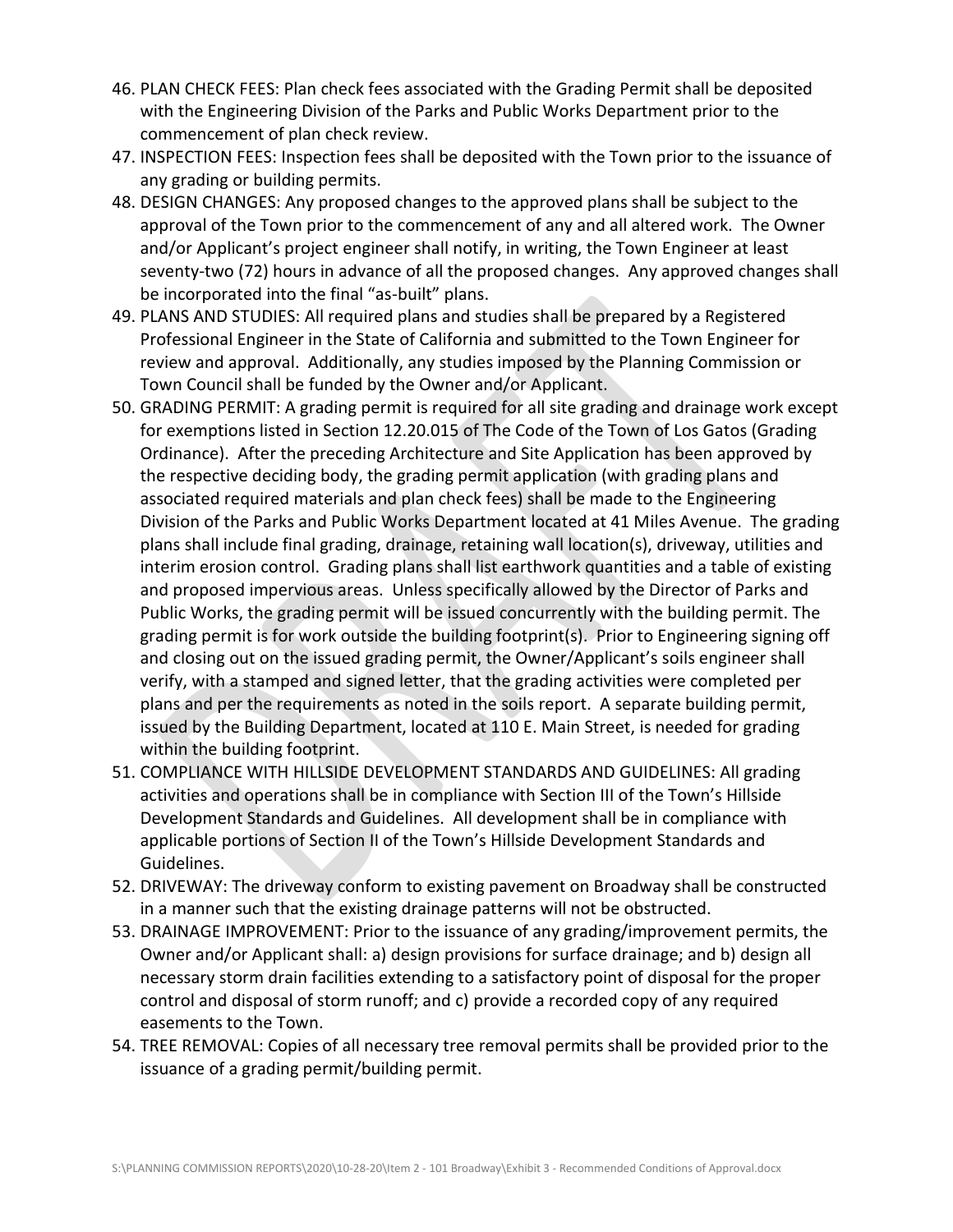46. PLAN CHECK FEES: Plan check fees associated with the Grading Permit shall be deposited with the Engineering Division of the Parks and Public Works Department prior to the commencement of plan check review.
47. INSPECTION FEES: Inspection fees shall be deposited with the Town prior to the issuance of any grading or building permits.
48. DESIGN CHANGES: Any proposed changes to the approved plans shall be subject to the approval of the Town prior to the commencement of any and all altered work. The Owner and/or Applicant's project engineer shall notify, in writing, the Town Engineer at least seventy-two (72) hours in advance of all the proposed changes. Any approved changes shall be incorporated into the final "as-built" plans.
49. PLANS AND STUDIES: All required plans and studies shall be prepared by a Registered Professional Engineer in the State of California and submitted to the Town Engineer for review and approval. Additionally, any studies imposed by the Planning Commission or Town Council shall be funded by the Owner and/or Applicant.
50. GRADING PERMIT: A grading permit is required for all site grading and drainage work except for exemptions listed in Section 12.20.015 of The Code of the Town of Los Gatos (Grading Ordinance). After the preceding Architecture and Site Application has been approved by the respective deciding body, the grading permit application (with grading plans and associated required materials and plan check fees) shall be made to the Engineering Division of the Parks and Public Works Department located at 41 Miles Avenue. The grading plans shall include final grading, drainage, retaining wall location(s), driveway, utilities and interim erosion control. Grading plans shall list earthwork quantities and a table of existing and proposed impervious areas. Unless specifically allowed by the Director of Parks and Public Works, the grading permit will be issued concurrently with the building permit. The grading permit is for work outside the building footprint(s). Prior to Engineering signing off and closing out on the issued grading permit, the Owner/Applicant's soils engineer shall verify, with a stamped and signed letter, that the grading activities were completed per plans and per the requirements as noted in the soils report. A separate building permit, issued by the Building Department, located at 110 E. Main Street, is needed for grading within the building footprint.
51. COMPLIANCE WITH HILLSIDE DEVELOPMENT STANDARDS AND GUIDELINES: All grading activities and operations shall be in compliance with Section III of the Town's Hillside Development Standards and Guidelines. All development shall be in compliance with applicable portions of Section II of the Town's Hillside Development Standards and Guidelines.
52. DRIVEWAY: The driveway conform to existing pavement on Broadway shall be constructed in a manner such that the existing drainage patterns will not be obstructed.
53. DRAINAGE IMPROVEMENT: Prior to the issuance of any grading/improvement permits, the Owner and/or Applicant shall: a) design provisions for surface drainage; and b) design all necessary storm drain facilities extending to a satisfactory point of disposal for the proper control and disposal of storm runoff; and c) provide a recorded copy of any required easements to the Town.
54. TREE REMOVAL: Copies of all necessary tree removal permits shall be provided prior to the issuance of a grading permit/building permit.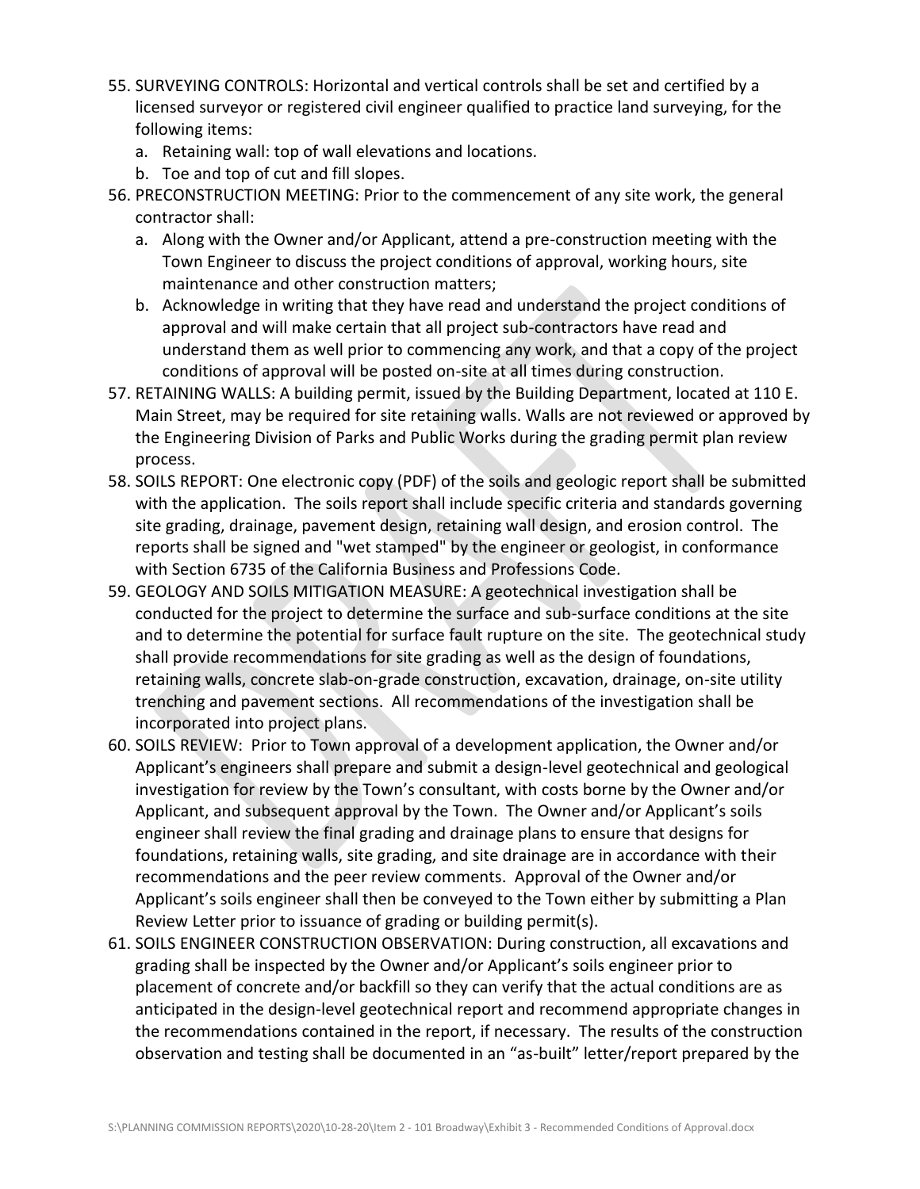55. SURVEYING CONTROLS: Horizontal and vertical controls shall be set and certified by a licensed surveyor or registered civil engineer qualified to practice land surveying, for the following items:
    a. Retaining wall: top of wall elevations and locations.
    b. Toe and top of cut and fill slopes.
56. PRECONSTRUCTION MEETING: Prior to the commencement of any site work, the general contractor shall:
    a. Along with the Owner and/or Applicant, attend a pre-construction meeting with the Town Engineer to discuss the project conditions of approval, working hours, site maintenance and other construction matters;
    b. Acknowledge in writing that they have read and understand the project conditions of approval and will make certain that all project sub-contractors have read and understand them as well prior to commencing any work, and that a copy of the project conditions of approval will be posted on-site at all times during construction.
57. RETAINING WALLS: A building permit, issued by the Building Department, located at 110 E. Main Street, may be required for site retaining walls. Walls are not reviewed or approved by the Engineering Division of Parks and Public Works during the grading permit plan review process.
58. SOILS REPORT: One electronic copy (PDF) of the soils and geologic report shall be submitted with the application. The soils report shall include specific criteria and standards governing site grading, drainage, pavement design, retaining wall design, and erosion control. The reports shall be signed and "wet stamped" by the engineer or geologist, in conformance with Section 6735 of the California Business and Professions Code.
59. GEOLOGY AND SOILS MITIGATION MEASURE: A geotechnical investigation shall be conducted for the project to determine the surface and sub-surface conditions at the site and to determine the potential for surface fault rupture on the site. The geotechnical study shall provide recommendations for site grading as well as the design of foundations, retaining walls, concrete slab-on-grade construction, excavation, drainage, on-site utility trenching and pavement sections. All recommendations of the investigation shall be incorporated into project plans.
60. SOILS REVIEW: Prior to Town approval of a development application, the Owner and/or Applicant's engineers shall prepare and submit a design-level geotechnical and geological investigation for review by the Town's consultant, with costs borne by the Owner and/or Applicant, and subsequent approval by the Town. The Owner and/or Applicant's soils engineer shall review the final grading and drainage plans to ensure that designs for foundations, retaining walls, site grading, and site drainage are in accordance with their recommendations and the peer review comments. Approval of the Owner and/or Applicant's soils engineer shall then be conveyed to the Town either by submitting a Plan Review Letter prior to issuance of grading or building permit(s).
61. SOILS ENGINEER CONSTRUCTION OBSERVATION: During construction, all excavations and grading shall be inspected by the Owner and/or Applicant's soils engineer prior to placement of concrete and/or backfill so they can verify that the actual conditions are as anticipated in the design-level geotechnical report and recommend appropriate changes in the recommendations contained in the report, if necessary. The results of the construction observation and testing shall be documented in an "as-built" letter/report prepared by the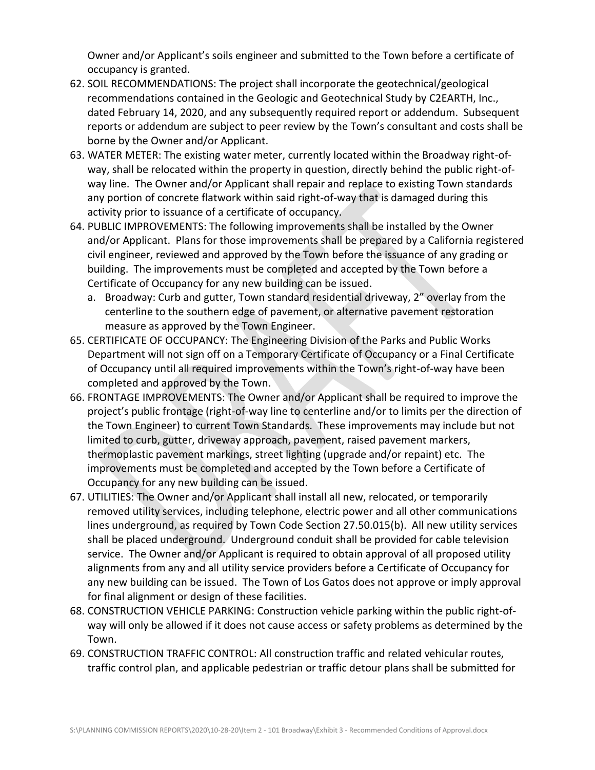Owner and/or Applicant's soils engineer and submitted to the Town before a certificate of occupancy is granted.

62. SOIL RECOMMENDATIONS: The project shall incorporate the geotechnical/geological recommendations contained in the Geologic and Geotechnical Study by C2EARTH, Inc., dated February 14, 2020, and any subsequently required report or addendum. Subsequent reports or addendum are subject to peer review by the Town's consultant and costs shall be borne by the Owner and/or Applicant.
63. WATER METER: The existing water meter, currently located within the Broadway right-of-way, shall be relocated within the property in question, directly behind the public right-of-way line. The Owner and/or Applicant shall repair and replace to existing Town standards any portion of concrete flatwork within said right-of-way that is damaged during this activity prior to issuance of a certificate of occupancy.
64. PUBLIC IMPROVEMENTS: The following improvements shall be installed by the Owner and/or Applicant. Plans for those improvements shall be prepared by a California registered civil engineer, reviewed and approved by the Town before the issuance of any grading or building. The improvements must be completed and accepted by the Town before a Certificate of Occupancy for any new building can be issued.
    a. Broadway: Curb and gutter, Town standard residential driveway, 2" overlay from the centerline to the southern edge of pavement, or alternative pavement restoration measure as approved by the Town Engineer.
65. CERTIFICATE OF OCCUPANCY: The Engineering Division of the Parks and Public Works Department will not sign off on a Temporary Certificate of Occupancy or a Final Certificate of Occupancy until all required improvements within the Town's right-of-way have been completed and approved by the Town.
66. FRONTAGE IMPROVEMENTS: The Owner and/or Applicant shall be required to improve the project's public frontage (right-of-way line to centerline and/or to limits per the direction of the Town Engineer) to current Town Standards. These improvements may include but not limited to curb, gutter, driveway approach, pavement, raised pavement markers, thermoplastic pavement markings, street lighting (upgrade and/or repaint) etc. The improvements must be completed and accepted by the Town before a Certificate of Occupancy for any new building can be issued.
67. UTILITIES: The Owner and/or Applicant shall install all new, relocated, or temporarily removed utility services, including telephone, electric power and all other communications lines underground, as required by Town Code Section 27.50.015(b). All new utility services shall be placed underground. Underground conduit shall be provided for cable television service. The Owner and/or Applicant is required to obtain approval of all proposed utility alignments from any and all utility service providers before a Certificate of Occupancy for any new building can be issued. The Town of Los Gatos does not approve or imply approval for final alignment or design of these facilities.
68. CONSTRUCTION VEHICLE PARKING: Construction vehicle parking within the public right-of-way will only be allowed if it does not cause access or safety problems as determined by the Town.
69. CONSTRUCTION TRAFFIC CONTROL: All construction traffic and related vehicular routes, traffic control plan, and applicable pedestrian or traffic detour plans shall be submitted for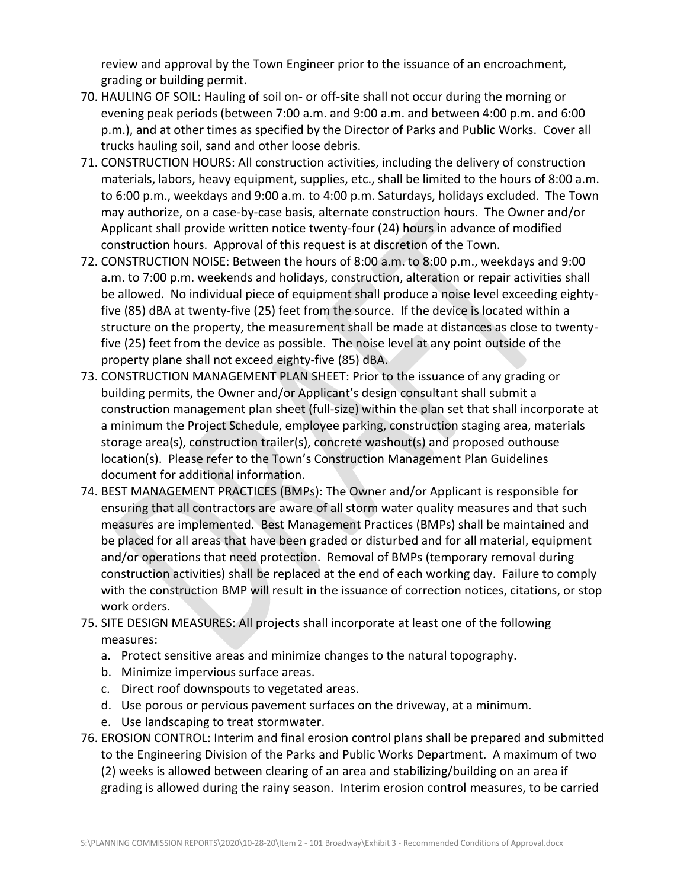review and approval by the Town Engineer prior to the issuance of an encroachment, grading or building permit.

70. HAULING OF SOIL: Hauling of soil on- or off-site shall not occur during the morning or evening peak periods (between 7:00 a.m. and 9:00 a.m. and between 4:00 p.m. and 6:00 p.m.), and at other times as specified by the Director of Parks and Public Works. Cover all trucks hauling soil, sand and other loose debris.
71. CONSTRUCTION HOURS: All construction activities, including the delivery of construction materials, labors, heavy equipment, supplies, etc., shall be limited to the hours of 8:00 a.m. to 6:00 p.m., weekdays and 9:00 a.m. to 4:00 p.m. Saturdays, holidays excluded. The Town may authorize, on a case-by-case basis, alternate construction hours. The Owner and/or Applicant shall provide written notice twenty-four (24) hours in advance of modified construction hours. Approval of this request is at discretion of the Town.
72. CONSTRUCTION NOISE: Between the hours of 8:00 a.m. to 8:00 p.m., weekdays and 9:00 a.m. to 7:00 p.m. weekends and holidays, construction, alteration or repair activities shall be allowed. No individual piece of equipment shall produce a noise level exceeding eighty-five (85) dBA at twenty-five (25) feet from the source. If the device is located within a structure on the property, the measurement shall be made at distances as close to twenty-five (25) feet from the device as possible. The noise level at any point outside of the property plane shall not exceed eighty-five (85) dBA.
73. CONSTRUCTION MANAGEMENT PLAN SHEET: Prior to the issuance of any grading or building permits, the Owner and/or Applicant's design consultant shall submit a construction management plan sheet (full-size) within the plan set that shall incorporate at a minimum the Project Schedule, employee parking, construction staging area, materials storage area(s), construction trailer(s), concrete washout(s) and proposed outhouse location(s). Please refer to the Town's Construction Management Plan Guidelines document for additional information.
74. BEST MANAGEMENT PRACTICES (BMPs): The Owner and/or Applicant is responsible for ensuring that all contractors are aware of all storm water quality measures and that such measures are implemented. Best Management Practices (BMPs) shall be maintained and be placed for all areas that have been graded or disturbed and for all material, equipment and/or operations that need protection. Removal of BMPs (temporary removal during construction activities) shall be replaced at the end of each working day. Failure to comply with the construction BMP will result in the issuance of correction notices, citations, or stop work orders.
75. SITE DESIGN MEASURES: All projects shall incorporate at least one of the following measures:
    a. Protect sensitive areas and minimize changes to the natural topography.
    b. Minimize impervious surface areas.
    c. Direct roof downspouts to vegetated areas.
    d. Use porous or pervious pavement surfaces on the driveway, at a minimum.
    e. Use landscaping to treat stormwater.
76. EROSION CONTROL: Interim and final erosion control plans shall be prepared and submitted to the Engineering Division of the Parks and Public Works Department. A maximum of two (2) weeks is allowed between clearing of an area and stabilizing/building on an area if grading is allowed during the rainy season. Interim erosion control measures, to be carried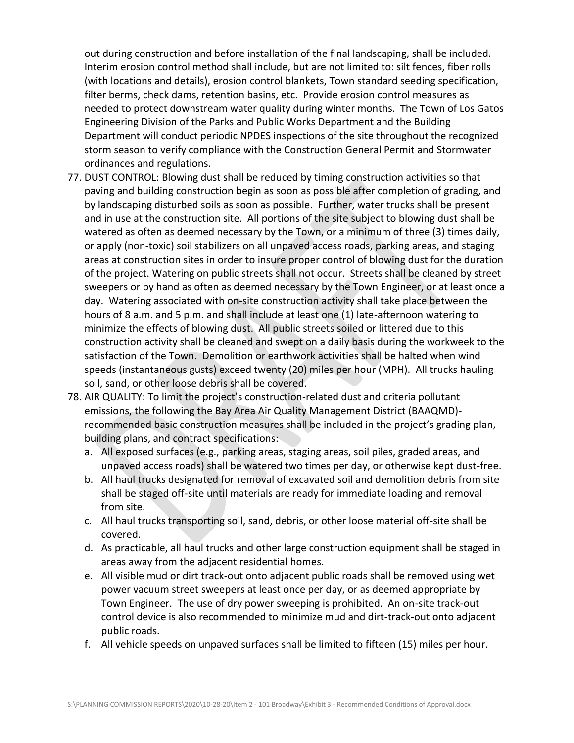out during construction and before installation of the final landscaping, shall be included. Interim erosion control method shall include, but are not limited to: silt fences, fiber rolls (with locations and details), erosion control blankets, Town standard seeding specification, filter berms, check dams, retention basins, etc. Provide erosion control measures as needed to protect downstream water quality during winter months. The Town of Los Gatos Engineering Division of the Parks and Public Works Department and the Building Department will conduct periodic NPDES inspections of the site throughout the recognized storm season to verify compliance with the Construction General Permit and Stormwater ordinances and regulations.

77. DUST CONTROL: Blowing dust shall be reduced by timing construction activities so that paving and building construction begin as soon as possible after completion of grading, and by landscaping disturbed soils as soon as possible. Further, water trucks shall be present and in use at the construction site. All portions of the site subject to blowing dust shall be watered as often as deemed necessary by the Town, or a minimum of three (3) times daily, or apply (non-toxic) soil stabilizers on all unpaved access roads, parking areas, and staging areas at construction sites in order to insure proper control of blowing dust for the duration of the project. Watering on public streets shall not occur. Streets shall be cleaned by street sweepers or by hand as often as deemed necessary by the Town Engineer, or at least once a day. Watering associated with on-site construction activity shall take place between the hours of 8 a.m. and 5 p.m. and shall include at least one (1) late-afternoon watering to minimize the effects of blowing dust. All public streets soiled or littered due to this construction activity shall be cleaned and swept on a daily basis during the workweek to the satisfaction of the Town. Demolition or earthwork activities shall be halted when wind speeds (instantaneous gusts) exceed twenty (20) miles per hour (MPH). All trucks hauling soil, sand, or other loose debris shall be covered.
78. AIR QUALITY: To limit the project's construction-related dust and criteria pollutant emissions, the following the Bay Area Air Quality Management District (BAAQMD)-recommended basic construction measures shall be included in the project's grading plan, building plans, and contract specifications:
    a. All exposed surfaces (e.g., parking areas, staging areas, soil piles, graded areas, and unpaved access roads) shall be watered two times per day, or otherwise kept dust-free.
    b. All haul trucks designated for removal of excavated soil and demolition debris from site shall be staged off-site until materials are ready for immediate loading and removal from site.
    c. All haul trucks transporting soil, sand, debris, or other loose material off-site shall be covered.
    d. As practicable, all haul trucks and other large construction equipment shall be staged in areas away from the adjacent residential homes.
    e. All visible mud or dirt track-out onto adjacent public roads shall be removed using wet power vacuum street sweepers at least once per day, or as deemed appropriate by Town Engineer. The use of dry power sweeping is prohibited. An on-site track-out control device is also recommended to minimize mud and dirt-track-out onto adjacent public roads.
    f. All vehicle speeds on unpaved surfaces shall be limited to fifteen (15) miles per hour.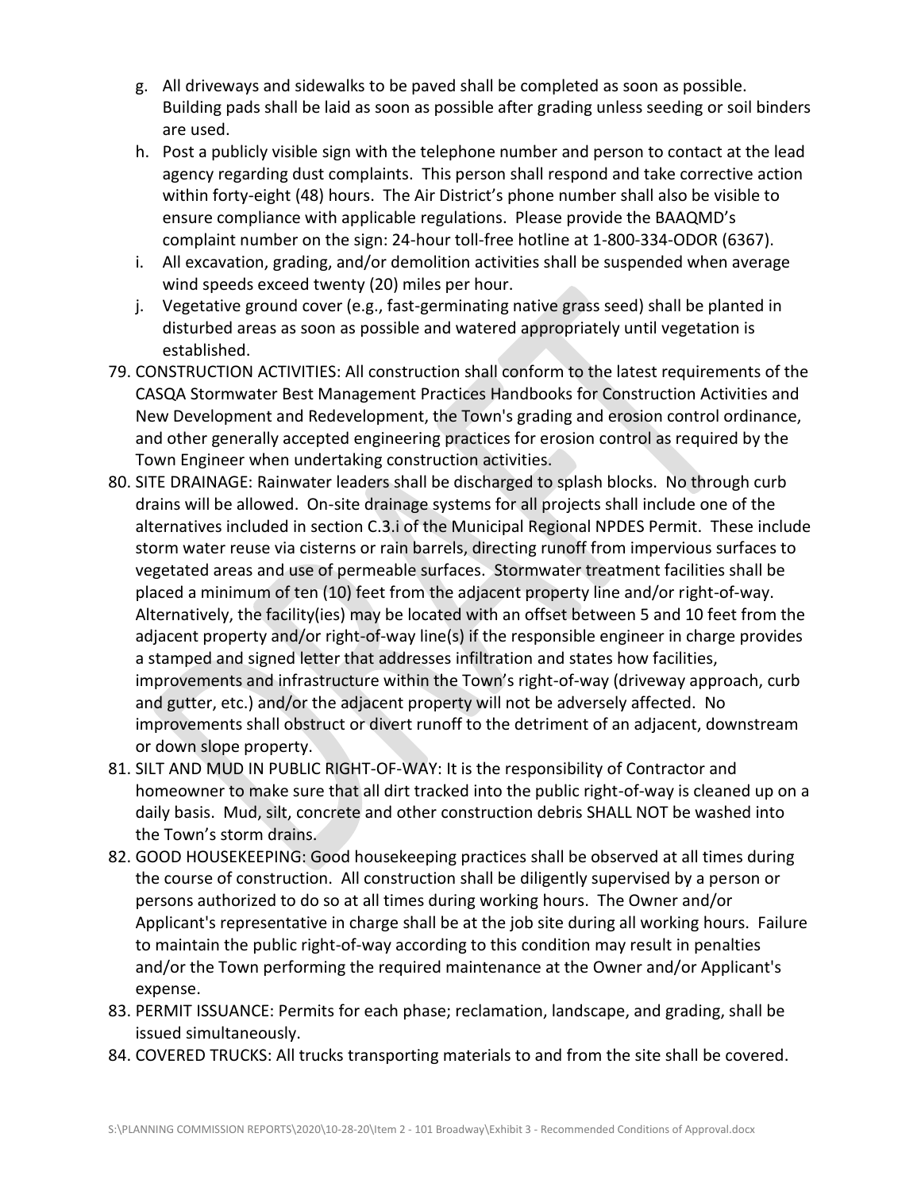g. All driveways and sidewalks to be paved shall be completed as soon as possible. Building pads shall be laid as soon as possible after grading unless seeding or soil binders are used.
h. Post a publicly visible sign with the telephone number and person to contact at the lead agency regarding dust complaints. This person shall respond and take corrective action within forty-eight (48) hours. The Air District's phone number shall also be visible to ensure compliance with applicable regulations. Please provide the BAAQMD's complaint number on the sign: 24-hour toll-free hotline at 1-800-334-ODOR (6367).
i. All excavation, grading, and/or demolition activities shall be suspended when average wind speeds exceed twenty (20) miles per hour.
j. Vegetative ground cover (e.g., fast-germinating native grass seed) shall be planted in disturbed areas as soon as possible and watered appropriately until vegetation is established.

79. CONSTRUCTION ACTIVITIES: All construction shall conform to the latest requirements of the CASQA Stormwater Best Management Practices Handbooks for Construction Activities and New Development and Redevelopment, the Town's grading and erosion control ordinance, and other generally accepted engineering practices for erosion control as required by the Town Engineer when undertaking construction activities.
80. SITE DRAINAGE: Rainwater leaders shall be discharged to splash blocks. No through curb drains will be allowed. On-site drainage systems for all projects shall include one of the alternatives included in section C.3.i of the Municipal Regional NPDES Permit. These include storm water reuse via cisterns or rain barrels, directing runoff from impervious surfaces to vegetated areas and use of permeable surfaces. Stormwater treatment facilities shall be placed a minimum of ten (10) feet from the adjacent property line and/or right-of-way. Alternatively, the facility(ies) may be located with an offset between 5 and 10 feet from the adjacent property and/or right-of-way line(s) if the responsible engineer in charge provides a stamped and signed letter that addresses infiltration and states how facilities, improvements and infrastructure within the Town's right-of-way (driveway approach, curb and gutter, etc.) and/or the adjacent property will not be adversely affected. No improvements shall obstruct or divert runoff to the detriment of an adjacent, downstream or down slope property.
81. SILT AND MUD IN PUBLIC RIGHT-OF-WAY: It is the responsibility of Contractor and homeowner to make sure that all dirt tracked into the public right-of-way is cleaned up on a daily basis. Mud, silt, concrete and other construction debris SHALL NOT be washed into the Town's storm drains.
82. GOOD HOUSEKEEPING: Good housekeeping practices shall be observed at all times during the course of construction. All construction shall be diligently supervised by a person or persons authorized to do so at all times during working hours. The Owner and/or Applicant's representative in charge shall be at the job site during all working hours. Failure to maintain the public right-of-way according to this condition may result in penalties and/or the Town performing the required maintenance at the Owner and/or Applicant's expense.
83. PERMIT ISSUANCE: Permits for each phase; reclamation, landscape, and grading, shall be issued simultaneously.
84. COVERED TRUCKS: All trucks transporting materials to and from the site shall be covered.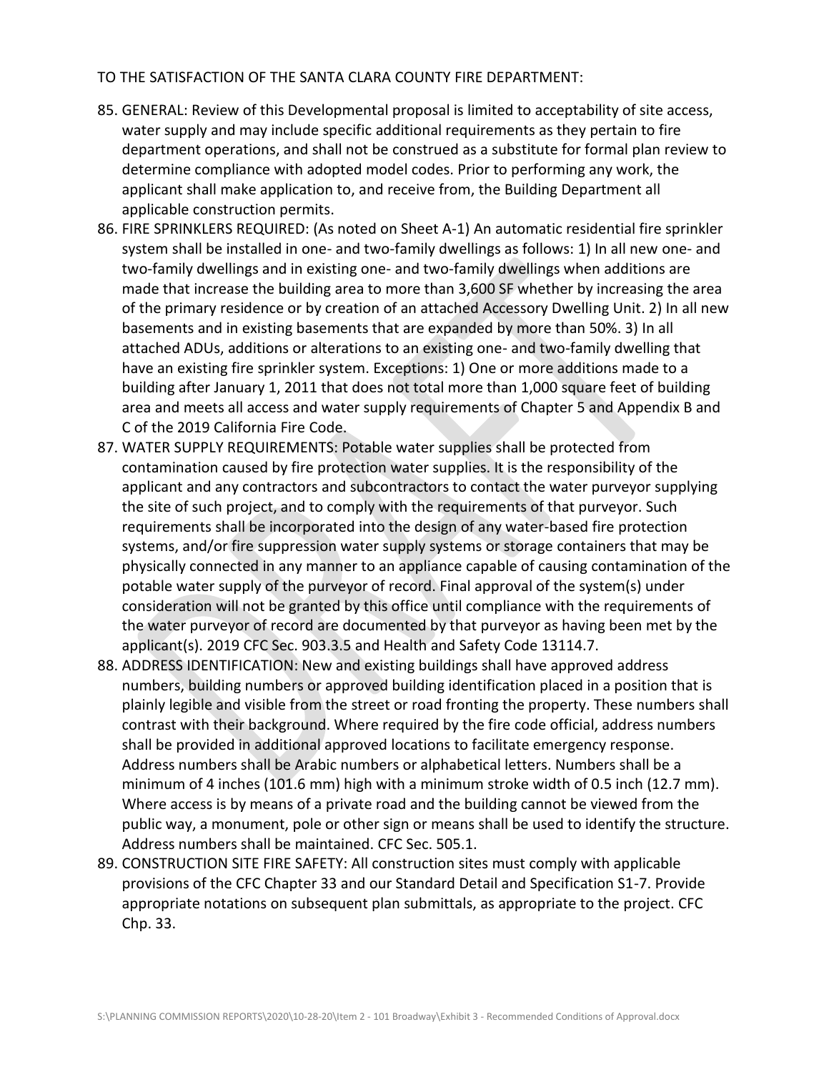TO THE SATISFACTION OF THE SANTA CLARA COUNTY FIRE DEPARTMENT:

85. GENERAL: Review of this Developmental proposal is limited to acceptability of site access, water supply and may include specific additional requirements as they pertain to fire department operations, and shall not be construed as a substitute for formal plan review to determine compliance with adopted model codes. Prior to performing any work, the applicant shall make application to, and receive from, the Building Department all applicable construction permits.
86. FIRE SPRINKLERS REQUIRED: (As noted on Sheet A-1) An automatic residential fire sprinkler system shall be installed in one- and two-family dwellings as follows: 1) In all new one- and two-family dwellings and in existing one- and two-family dwellings when additions are made that increase the building area to more than 3,600 SF whether by increasing the area of the primary residence or by creation of an attached Accessory Dwelling Unit. 2) In all new basements and in existing basements that are expanded by more than 50%. 3) In all attached ADUs, additions or alterations to an existing one- and two-family dwelling that have an existing fire sprinkler system. Exceptions: 1) One or more additions made to a building after January 1, 2011 that does not total more than 1,000 square feet of building area and meets all access and water supply requirements of Chapter 5 and Appendix B and C of the 2019 California Fire Code.
87. WATER SUPPLY REQUIREMENTS: Potable water supplies shall be protected from contamination caused by fire protection water supplies. It is the responsibility of the applicant and any contractors and subcontractors to contact the water purveyor supplying the site of such project, and to comply with the requirements of that purveyor. Such requirements shall be incorporated into the design of any water-based fire protection systems, and/or fire suppression water supply systems or storage containers that may be physically connected in any manner to an appliance capable of causing contamination of the potable water supply of the purveyor of record. Final approval of the system(s) under consideration will not be granted by this office until compliance with the requirements of the water purveyor of record are documented by that purveyor as having been met by the applicant(s). 2019 CFC Sec. 903.3.5 and Health and Safety Code 13114.7.
88. ADDRESS IDENTIFICATION: New and existing buildings shall have approved address numbers, building numbers or approved building identification placed in a position that is plainly legible and visible from the street or road fronting the property. These numbers shall contrast with their background. Where required by the fire code official, address numbers shall be provided in additional approved locations to facilitate emergency response. Address numbers shall be Arabic numbers or alphabetical letters. Numbers shall be a minimum of 4 inches (101.6 mm) high with a minimum stroke width of 0.5 inch (12.7 mm). Where access is by means of a private road and the building cannot be viewed from the public way, a monument, pole or other sign or means shall be used to identify the structure. Address numbers shall be maintained. CFC Sec. 505.1.
89. CONSTRUCTION SITE FIRE SAFETY: All construction sites must comply with applicable provisions of the CFC Chapter 33 and our Standard Detail and Specification S1-7. Provide appropriate notations on subsequent plan submittals, as appropriate to the project. CFC Chp. 33.